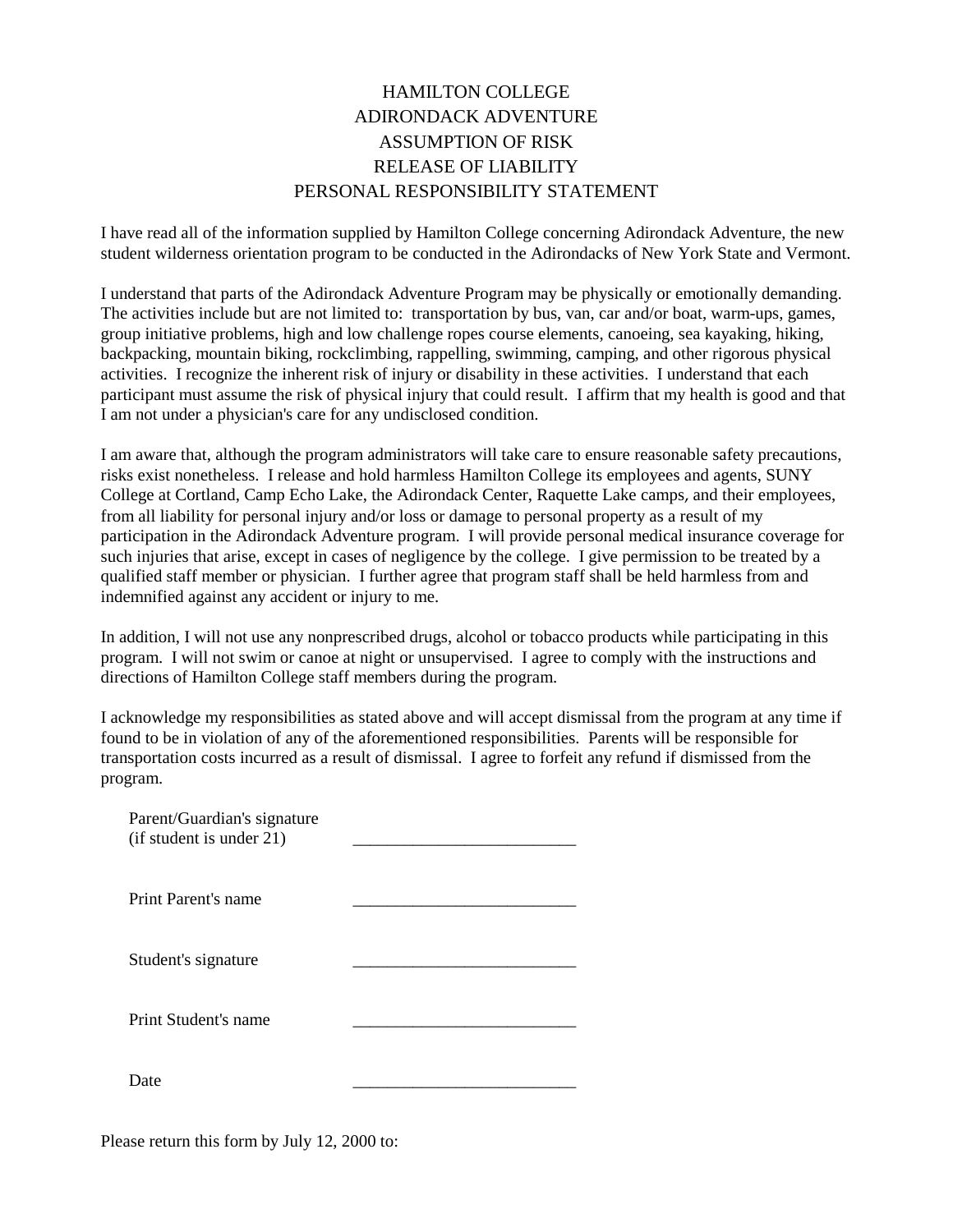# HAMILTON COLLEGE
# ADIRONDACK ADVENTURE
# ASSUMPTION OF RISK
# RELEASE OF LIABILITY
# PERSONAL RESPONSIBILITY STATEMENT

I have read all of the information supplied by Hamilton College concerning Adirondack Adventure, the new student wilderness orientation program to be conducted in the Adirondacks of New York State and Vermont.

I understand that parts of the Adirondack Adventure Program may be physically or emotionally demanding. The activities include but are not limited to: transportation by bus, van, car and/or boat, warm-ups, games, group initiative problems, high and low challenge ropes course elements, canoeing, sea kayaking, hiking, backpacking, mountain biking, rockclimbing, rappelling, swimming, camping, and other rigorous physical activities. I recognize the inherent risk of injury or disability in these activities. I understand that each participant must assume the risk of physical injury that could result. I affirm that my health is good and that I am not under a physician's care for any undisclosed condition.

I am aware that, although the program administrators will take care to ensure reasonable safety precautions, risks exist nonetheless. I release and hold harmless Hamilton College its employees and agents, SUNY College at Cortland, Camp Echo Lake, the Adirondack Center, Raquette Lake camps, and their employees, from all liability for personal injury and/or loss or damage to personal property as a result of my participation in the Adirondack Adventure program. I will provide personal medical insurance coverage for such injuries that arise, except in cases of negligence by the college. I give permission to be treated by a qualified staff member or physician. I further agree that program staff shall be held harmless from and indemnified against any accident or injury to me.

In addition, I will not use any nonprescribed drugs, alcohol or tobacco products while participating in this program. I will not swim or canoe at night or unsupervised. I agree to comply with the instructions and directions of Hamilton College staff members during the program.

I acknowledge my responsibilities as stated above and will accept dismissal from the program at any time if found to be in violation of any of the aforementioned responsibilities. Parents will be responsible for transportation costs incurred as a result of dismissal. I agree to forfeit any refund if dismissed from the program.

Parent/Guardian's signature (if student is under 21) ___________________________

Print Parent's name ___________________________

Student's signature ___________________________

Print Student's name ___________________________

Date ___________________________

Please return this form by July 12, 2000 to: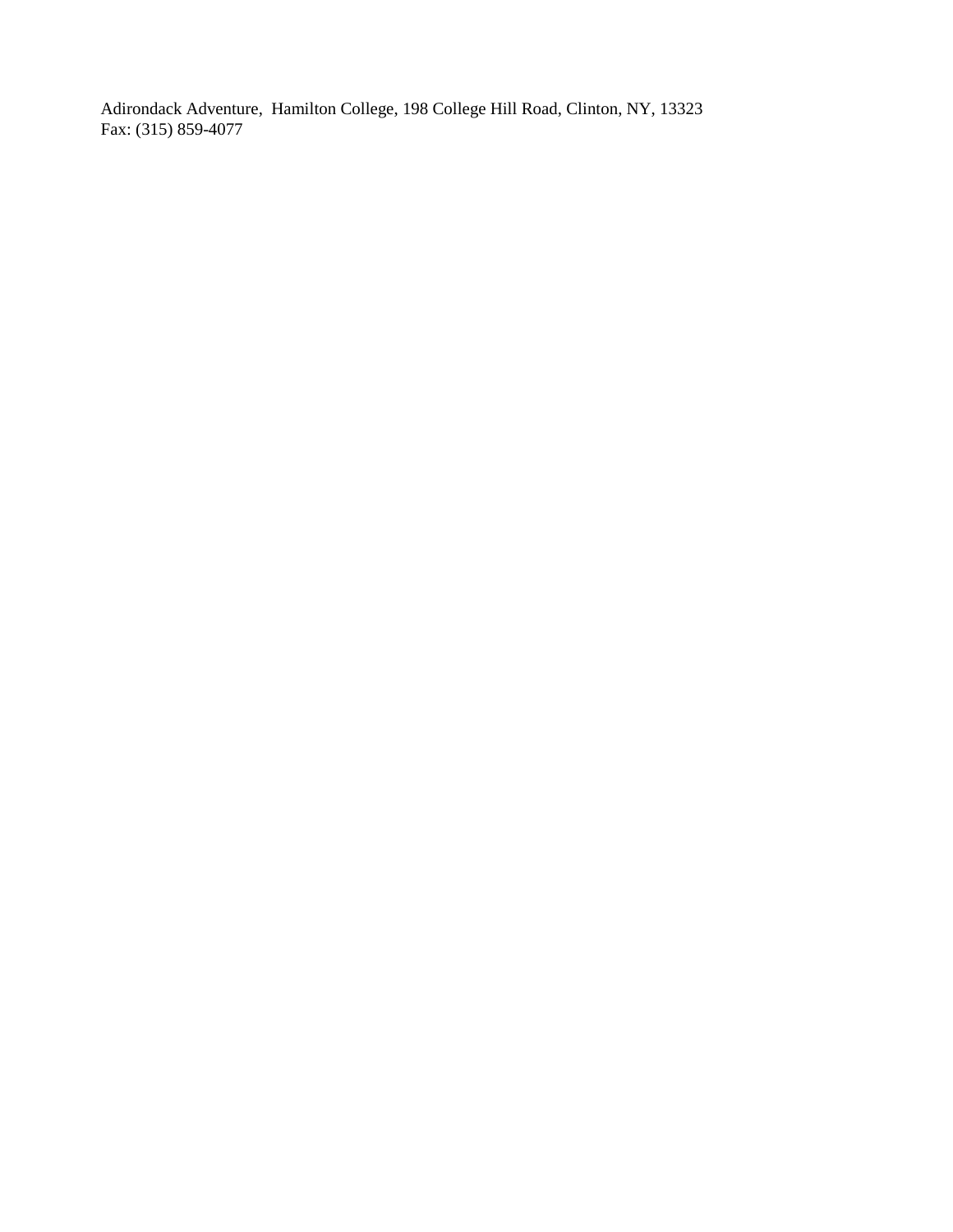Adirondack Adventure,  Hamilton College, 198 College Hill Road, Clinton, NY, 13323
Fax: (315) 859-4077